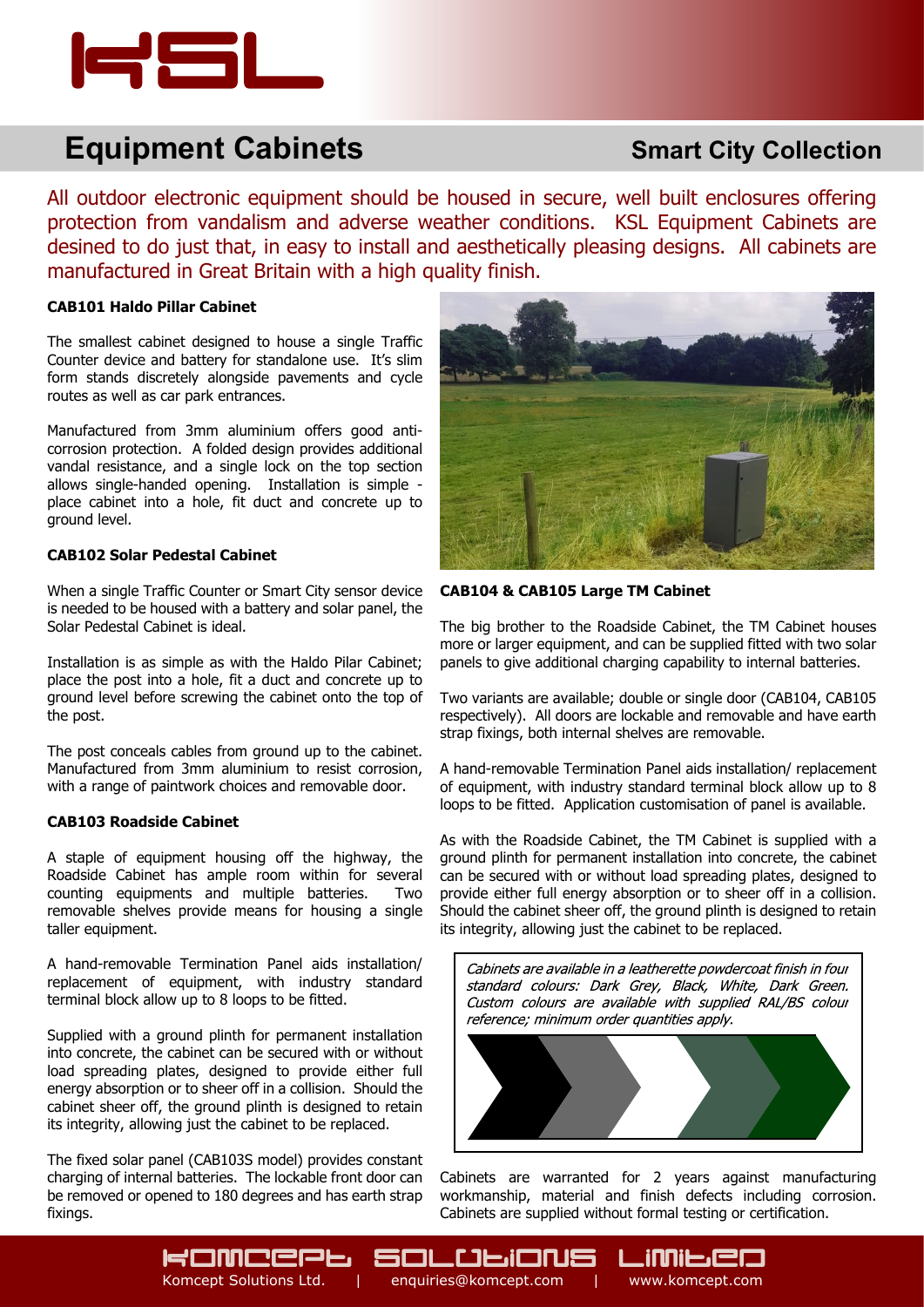# Equipment Cabinets

## Smart City Collection

All outdoor electronic equipment should be housed in secure, well built enclosures offering protection from vandalism and adverse weather conditions. KSL Equipment Cabinets are desined to do just that, in easy to install and aesthetically pleasing designs. All cabinets are manufactured in Great Britain with a high quality finish.

**CAB101 Haldo Pillar Cabinet**

The smallest cabinet designed to house a single Traffic Counter device and battery for standalone use. It's slim form stands discretely alongside pavements and cycle routes as well as car park entrances.

Manufactured from 3mm aluminium offers good anti-corrosion protection. A folded design provides additional vandal resistance, and a single lock on the top section allows single-handed opening. Installation is simple - place cabinet into a hole, fit duct and concrete up to ground level.

**CAB102 Solar Pedestal Cabinet**

When a single Traffic Counter or Smart City sensor device is needed to be housed with a battery and solar panel, the Solar Pedestal Cabinet is ideal.

Installation is as simple as with the Haldo Pilar Cabinet; place the post into a hole, fit a duct and concrete up to ground level before screwing the cabinet onto the top of the post.

The post conceals cables from ground up to the cabinet. Manufactured from 3mm aluminium to resist corrosion, with a range of paintwork choices and removable door.

**CAB103 Roadside Cabinet**

A staple of equipment housing off the highway, the Roadside Cabinet has ample room within for several counting equipments and multiple batteries. Two removable shelves provide means for housing a single taller equipment.

A hand-removable Termination Panel aids installation/ replacement of equipment, with industry standard terminal block allow up to 8 loops to be fitted.

Supplied with a ground plinth for permanent installation into concrete, the cabinet can be secured with or without load spreading plates, designed to provide either full energy absorption or to sheer off in a collision. Should the cabinet sheer off, the ground plinth is designed to retain its integrity, allowing just the cabinet to be replaced.

The fixed solar panel (CAB103S model) provides constant charging of internal batteries. The lockable front door can be removed or opened to 180 degrees and has earth strap fixings.

**CAB104 & CAB105 Large TM Cabinet**

The big brother to the Roadside Cabinet, the TM Cabinet houses more or larger equipment, and can be supplied fitted with two solar panels to give additional charging capability to internal batteries.

Two variants are available; double or single door (CAB104, CAB105 respectively). All doors are lockable and removable and have earth strap fixings, both internal shelves are removable.

A hand-removable Termination Panel aids installation/ replacement of equipment, with industry standard terminal block allow up to 8 loops to be fitted. Application customisation of panel is available.

As with the Roadside Cabinet, the TM Cabinet is supplied with a ground plinth for permanent installation into concrete, the cabinet can be secured with or without load spreading plates, designed to provide either full energy absorption or to sheer off in a collision. Should the cabinet sheer off, the ground plinth is designed to retain its integrity, allowing just the cabinet to be replaced.

*Cabinets are available in a leatherette powdercoat finish in four standard colours: Dark Grey, Black, White, Dark Green. Custom colours are available with supplied RAL/BS colour reference; minimum order quantities apply.*

Cabinets are warranted for 2 years against manufacturing workmanship, material and finish defects including corrosion. Cabinets are supplied without formal testing or certification.

Komcept Solutions Ltd. | enquiries@komcept.com | www.komcept.com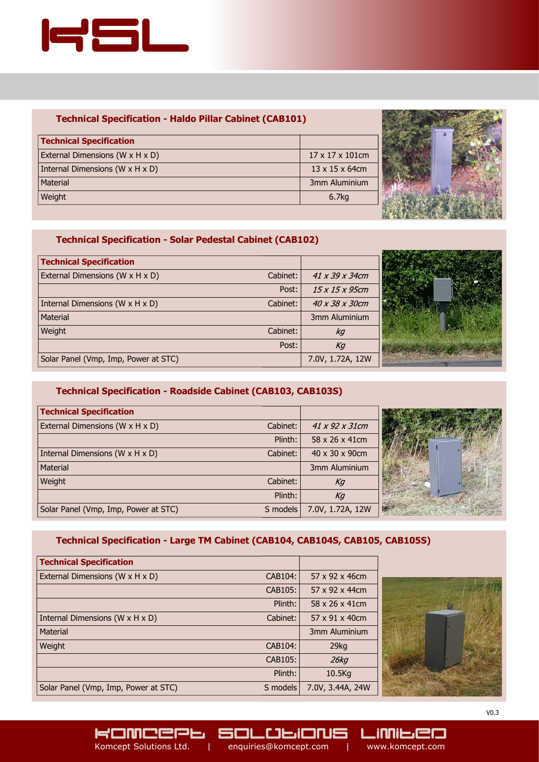## Technical Specification - Haldo Pillar Cabinet (CAB101)

| Technical Specification | |
|---|---|
| External Dimensions (W x H x D) | 17 x 17 x 101cm |
| Internal Dimensions (W x H x D) | 13 x 15 x 64cm |
| Material | 3mm Aluminium |
| Weight | 6.7kg |

## Technical Specification - Solar Pedestal Cabinet (CAB102)

| Technical Specification | | |
|---|---|---|
| External Dimensions (W x H x D) | Cabinet: | *41 x 39 x 34cm* |
| | Post: | *15 x 15 x 95cm* |
| Internal Dimensions (W x H x D) | Cabinet: | *40 x 38 x 30cm* |
| Material | | 3mm Aluminium |
| Weight | Cabinet: | *kg* |
| | Post: | *Kg* |
| Solar Panel (Vmp, Imp, Power at STC) | | 7.0V, 1.72A, 12W |

## Technical Specification - Roadside Cabinet (CAB103, CAB103S)

| Technical Specification | | |
|---|---|---|
| External Dimensions (W x H x D) | Cabinet: | *41 x 92 x 31cm* |
| | Plinth: | 58 x 26 x 41cm |
| Internal Dimensions (W x H x D) | Cabinet: | 40 x 30 x 90cm |
| Material | | 3mm Aluminium |
| Weight | Cabinet: | *Kg* |
| | Plinth: | *Kg* |
| Solar Panel (Vmp, Imp, Power at STC) | S models | 7.0V, 1.72A, 12W |

## Technical Specification - Large TM Cabinet (CAB104, CAB104S, CAB105, CAB105S)

| Technical Specification | | |
|---|---|---|
| External Dimensions (W x H x D) | CAB104: | 57 x 92 x 46cm |
| | CAB105: | 57 x 92 x 44cm |
| | Plinth: | 58 x 26 x 41cm |
| Internal Dimensions (W x H x D) | Cabinet: | 57 x 91 x 40cm |
| Material | | 3mm Aluminium |
| Weight | CAB104: | 29kg |
| | CAB105: | *26kg* |
| | Plinth: | 10.5Kg |
| Solar Panel (Vmp, Imp, Power at STC) | S models | 7.0V, 3.44A, 24W |

V0.3

Komcept Solutions Ltd. | enquiries@komcept.com | www.komcept.com